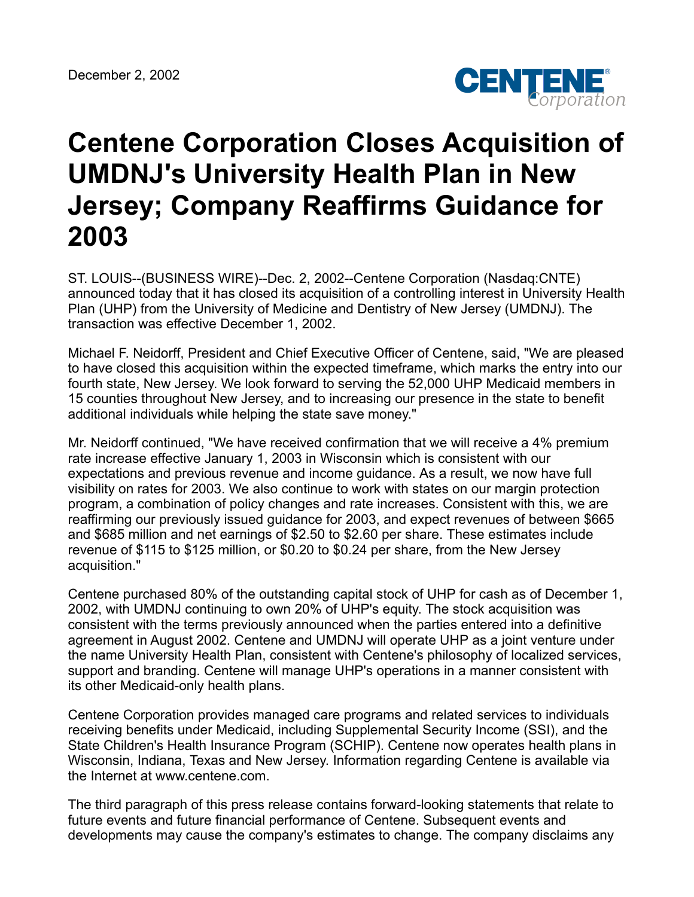December 2, 2002

# Centene Corporation Closes Acquisition of UMDNJ's University Health Plan in New Jersey; Company Reaffirms Guidance for 2003

ST. LOUIS--(BUSINESS WIRE)--Dec. 2, 2002--Centene Corporation (Nasdaq:CNTE) announced today that it has closed its acquisition of a controlling interest in University Health Plan (UHP) from the University of Medicine and Dentistry of New Jersey (UMDNJ). The transaction was effective December 1, 2002.

Michael F. Neidorff, President and Chief Executive Officer of Centene, said, "We are pleased to have closed this acquisition within the expected timeframe, which marks the entry into our fourth state, New Jersey. We look forward to serving the 52,000 UHP Medicaid members in 15 counties throughout New Jersey, and to increasing our presence in the state to benefit additional individuals while helping the state save money."

Mr. Neidorff continued, "We have received confirmation that we will receive a 4% premium rate increase effective January 1, 2003 in Wisconsin which is consistent with our expectations and previous revenue and income guidance. As a result, we now have full visibility on rates for 2003. We also continue to work with states on our margin protection program, a combination of policy changes and rate increases. Consistent with this, we are reaffirming our previously issued guidance for 2003, and expect revenues of between $665 and $685 million and net earnings of $2.50 to $2.60 per share. These estimates include revenue of $115 to $125 million, or $0.20 to $0.24 per share, from the New Jersey acquisition."

Centene purchased 80% of the outstanding capital stock of UHP for cash as of December 1, 2002, with UMDNJ continuing to own 20% of UHP's equity. The stock acquisition was consistent with the terms previously announced when the parties entered into a definitive agreement in August 2002. Centene and UMDNJ will operate UHP as a joint venture under the name University Health Plan, consistent with Centene's philosophy of localized services, support and branding. Centene will manage UHP's operations in a manner consistent with its other Medicaid-only health plans.

Centene Corporation provides managed care programs and related services to individuals receiving benefits under Medicaid, including Supplemental Security Income (SSI), and the State Children's Health Insurance Program (SCHIP). Centene now operates health plans in Wisconsin, Indiana, Texas and New Jersey. Information regarding Centene is available via the Internet at www.centene.com.

The third paragraph of this press release contains forward-looking statements that relate to future events and future financial performance of Centene. Subsequent events and developments may cause the company's estimates to change. The company disclaims any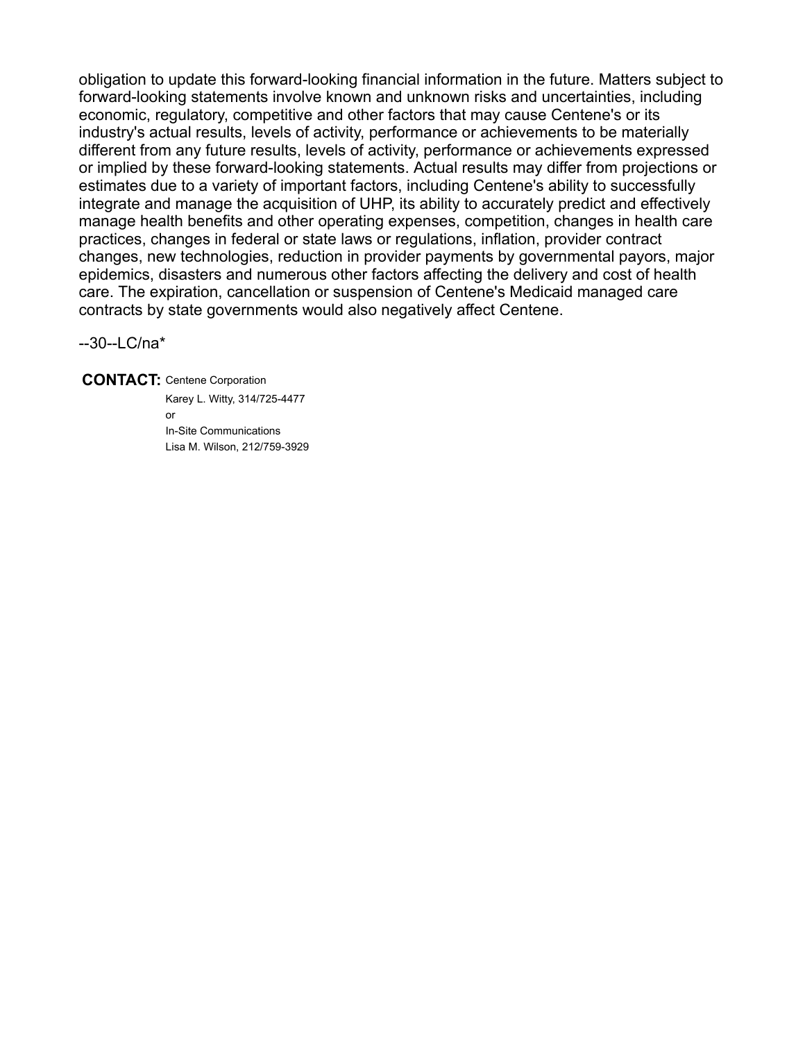obligation to update this forward-looking financial information in the future. Matters subject to forward-looking statements involve known and unknown risks and uncertainties, including economic, regulatory, competitive and other factors that may cause Centene's or its industry's actual results, levels of activity, performance or achievements to be materially different from any future results, levels of activity, performance or achievements expressed or implied by these forward-looking statements. Actual results may differ from projections or estimates due to a variety of important factors, including Centene's ability to successfully integrate and manage the acquisition of UHP, its ability to accurately predict and effectively manage health benefits and other operating expenses, competition, changes in health care practices, changes in federal or state laws or regulations, inflation, provider contract changes, new technologies, reduction in provider payments by governmental payors, major epidemics, disasters and numerous other factors affecting the delivery and cost of health care. The expiration, cancellation or suspension of Centene's Medicaid managed care contracts by state governments would also negatively affect Centene.

--30--LC/na*

**CONTACT:** Centene Corporation
Karey L. Witty, 314/725-4477
or
In-Site Communications
Lisa M. Wilson, 212/759-3929